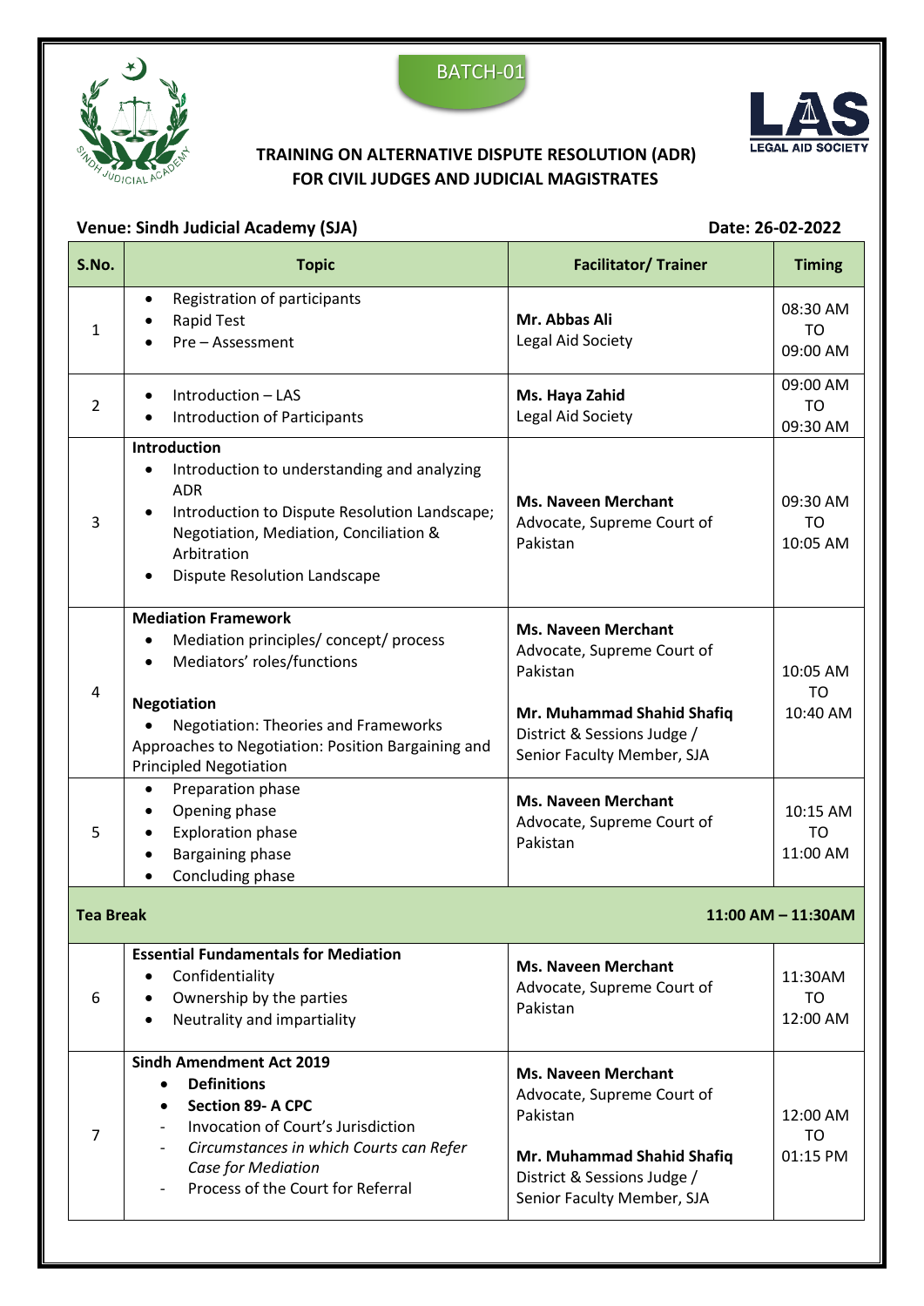BATCH-01

# TRAINING ON ALTERNATIVE DISPUTE RESOLUTION (ADR) FOR CIVIL JUDGES AND JUDICIAL MAGISTRATES

**Venue: Sindh Judicial Academy (SJA)** **Date: 26-02-2022**

| S.No. | Topic | Facilitator/ Trainer | Timing |
|---|---|---|---|
| 1 | • Registration of participants<br>• Rapid Test<br>• Pre – Assessment | **Mr. Abbas Ali**<br>Legal Aid Society | 08:30 AM TO 09:00 AM |
| 2 | • Introduction – LAS<br>• Introduction of Participants | **Ms. Haya Zahid**<br>Legal Aid Society | 09:00 AM TO 09:30 AM |
| 3 | **Introduction**<br>• Introduction to understanding and analyzing ADR<br>• Introduction to Dispute Resolution Landscape; Negotiation, Mediation, Conciliation & Arbitration<br>• Dispute Resolution Landscape | **Ms. Naveen Merchant**<br>Advocate, Supreme Court of Pakistan | 09:30 AM TO 10:05 AM |
| 4 | **Mediation Framework**<br>• Mediation principles/ concept/ process<br>• Mediators' roles/functions<br><br>**Negotiation**<br>• Negotiation: Theories and Frameworks<br>Approaches to Negotiation: Position Bargaining and Principled Negotiation | **Ms. Naveen Merchant**<br>Advocate, Supreme Court of Pakistan<br><br>**Mr. Muhammad Shahid Shafiq**<br>District & Sessions Judge / Senior Faculty Member, SJA | 10:05 AM TO 10:40 AM |
| 5 | • Preparation phase<br>• Opening phase<br>• Exploration phase<br>• Bargaining phase<br>• Concluding phase | **Ms. Naveen Merchant**<br>Advocate, Supreme Court of Pakistan | 10:15 AM TO 11:00 AM |
| **Tea Break** | | | **11:00 AM – 11:30AM** |
| 6 | **Essential Fundamentals for Mediation**<br>• Confidentiality<br>• Ownership by the parties<br>• Neutrality and impartiality | **Ms. Naveen Merchant**<br>Advocate, Supreme Court of Pakistan | 11:30AM TO 12:00 AM |
| 7 | **Sindh Amendment Act 2019**<br>• **Definitions**<br>• **Section 89- A CPC**<br>- Invocation of Court's Jurisdiction<br>- *Circumstances in which Courts can Refer Case for Mediation*<br>- Process of the Court for Referral | **Ms. Naveen Merchant**<br>Advocate, Supreme Court of Pakistan<br><br>**Mr. Muhammad Shahid Shafiq**<br>District & Sessions Judge / Senior Faculty Member, SJA | 12:00 AM TO 01:15 PM |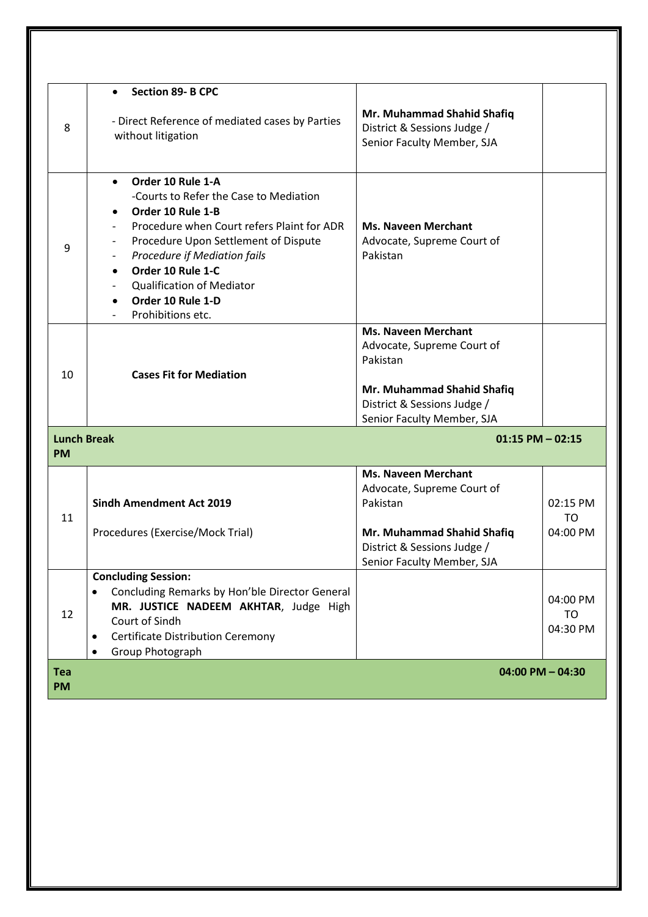| | | | |
|---|---|---|---|
| 8 | • **Section 89- B CPC**<br><br>- Direct Reference of mediated cases by Parties without litigation | **Mr. Muhammad Shahid Shafiq**<br>District & Sessions Judge /<br>Senior Faculty Member, SJA | |
| 9 | • **Order 10 Rule 1-A**<br>-Courts to Refer the Case to Mediation<br>• **Order 10 Rule 1-B**<br>- Procedure when Court refers Plaint for ADR<br>- Procedure Upon Settlement of Dispute<br>- *Procedure if Mediation fails*<br>• **Order 10 Rule 1-C**<br>- Qualification of Mediator<br>• **Order 10 Rule 1-D**<br>- Prohibitions etc. | **Ms. Naveen Merchant**<br>Advocate, Supreme Court of Pakistan | |
| 10 | **Cases Fit for Mediation** | **Ms. Naveen Merchant**<br>Advocate, Supreme Court of Pakistan<br><br>**Mr. Muhammad Shahid Shafiq**<br>District & Sessions Judge /<br>Senior Faculty Member, SJA | |
| **Lunch Break PM** | | **01:15 PM – 02:15** | |
| 11 | **Sindh Amendment Act 2019**<br><br>Procedures (Exercise/Mock Trial) | **Ms. Naveen Merchant**<br>Advocate, Supreme Court of Pakistan<br><br>**Mr. Muhammad Shahid Shafiq**<br>District & Sessions Judge /<br>Senior Faculty Member, SJA | 02:15 PM TO 04:00 PM |
| 12 | **Concluding Session:**<br>• Concluding Remarks by Hon'ble Director General **MR. JUSTICE NADEEM AKHTAR**, Judge High Court of Sindh<br>• Certificate Distribution Ceremony<br>• Group Photograph | | 04:00 PM TO 04:30 PM |
| **Tea PM** | | **04:00 PM – 04:30** | |